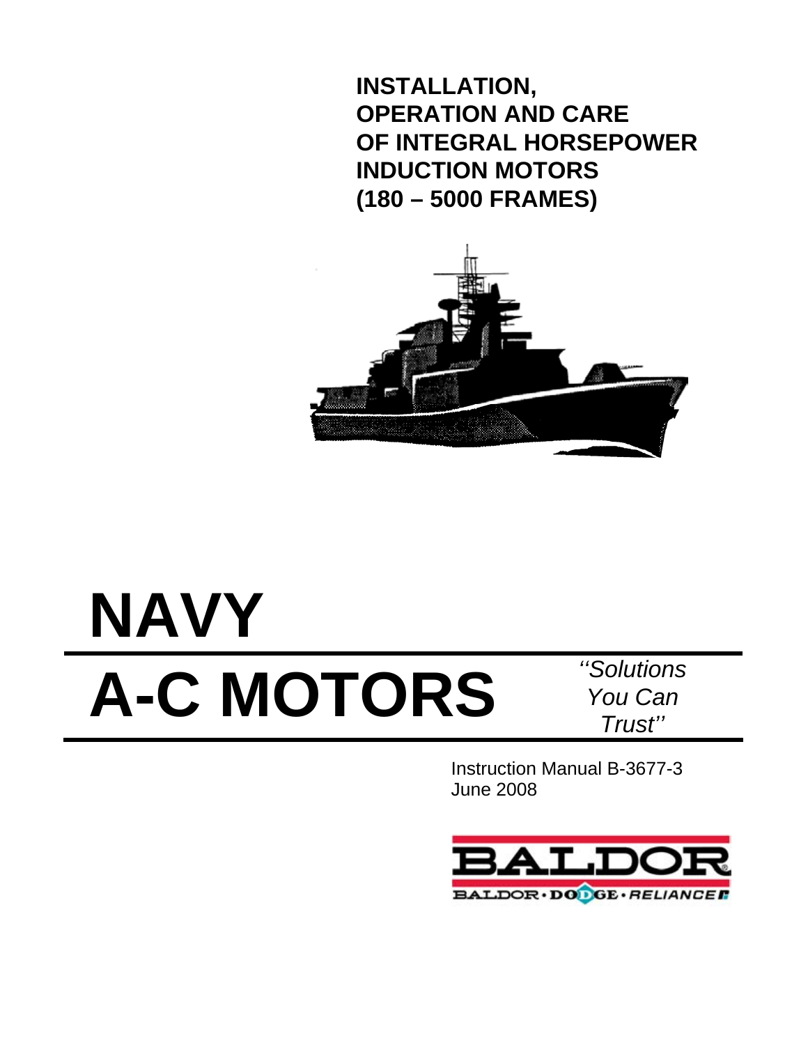**INSTALLATION,**
**OPERATION AND CARE**
**OF INTEGRAL HORSEPOWER**
**INDUCTION MOTORS**
**(180 – 5000 FRAMES)**

# NAVY

# A-C MOTORS

*''Solutions You Can Trust''*

Instruction Manual B-3677-3
June 2008

BALDOR
BALDOR · DODGE · RELIANCE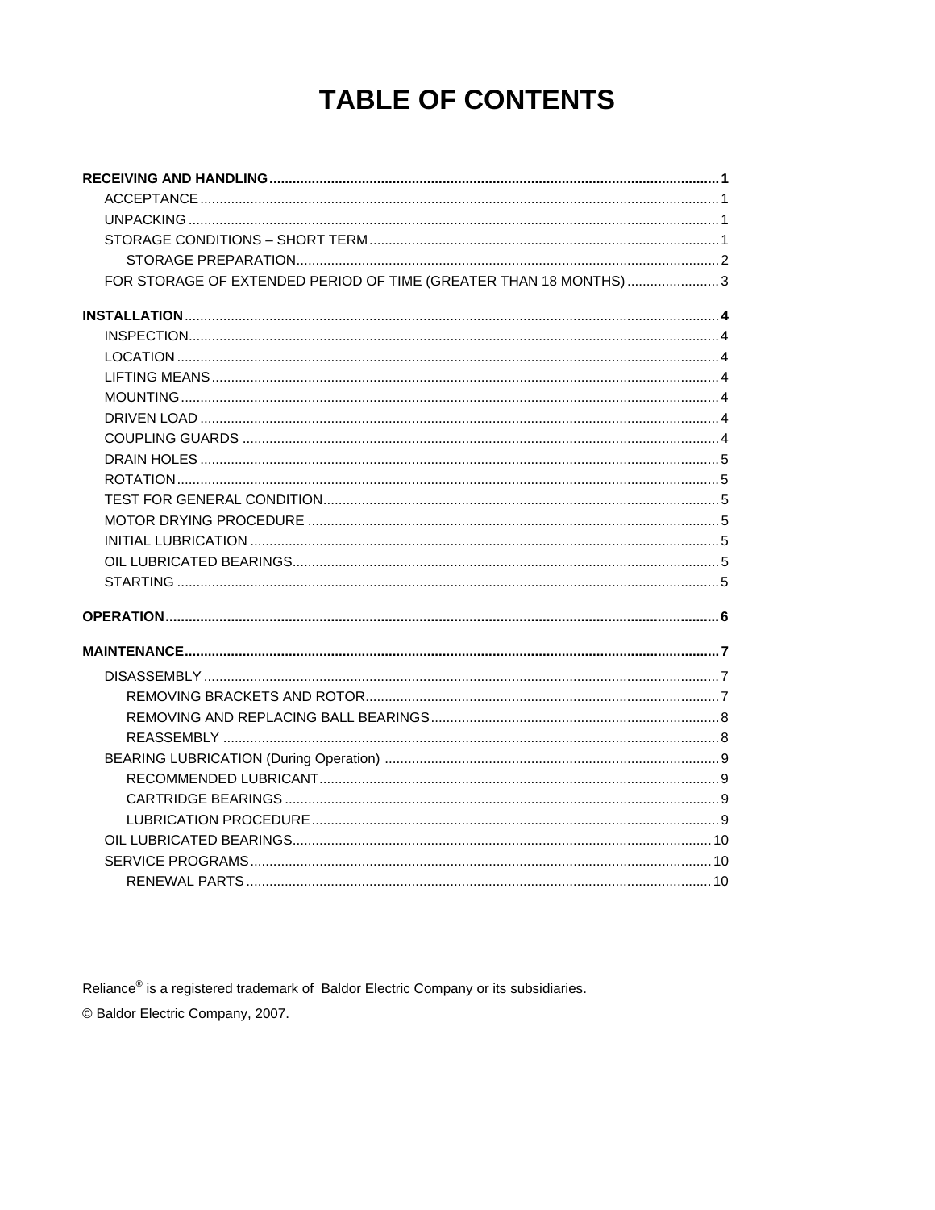# TABLE OF CONTENTS

**RECEIVING AND HANDLING** .......... 1
- ACCEPTANCE .......... 1
- UNPACKING .......... 1
- STORAGE CONDITIONS – SHORT TERM .......... 1
  - STORAGE PREPARATION .......... 2
- FOR STORAGE OF EXTENDED PERIOD OF TIME (GREATER THAN 18 MONTHS) .......... 3

**INSTALLATION** .......... 4
- INSPECTION .......... 4
- LOCATION .......... 4
- LIFTING MEANS .......... 4
- MOUNTING .......... 4
- DRIVEN LOAD .......... 4
- COUPLING GUARDS .......... 4
- DRAIN HOLES .......... 5
- ROTATION .......... 5
- TEST FOR GENERAL CONDITION .......... 5
- MOTOR DRYING PROCEDURE .......... 5
- INITIAL LUBRICATION .......... 5
- OIL LUBRICATED BEARINGS .......... 5
- STARTING .......... 5

**OPERATION** .......... 6

**MAINTENANCE** .......... 7
- DISASSEMBLY .......... 7
  - REMOVING BRACKETS AND ROTOR .......... 7
  - REMOVING AND REPLACING BALL BEARINGS .......... 8
  - REASSEMBLY .......... 8
- BEARING LUBRICATION (During Operation) .......... 9
  - RECOMMENDED LUBRICANT .......... 9
  - CARTRIDGE BEARINGS .......... 9
  - LUBRICATION PROCEDURE .......... 9
- OIL LUBRICATED BEARINGS .......... 10
- SERVICE PROGRAMS .......... 10
  - RENEWAL PARTS .......... 10

Reliance® is a registered trademark of Baldor Electric Company or its subsidiaries.

© Baldor Electric Company, 2007.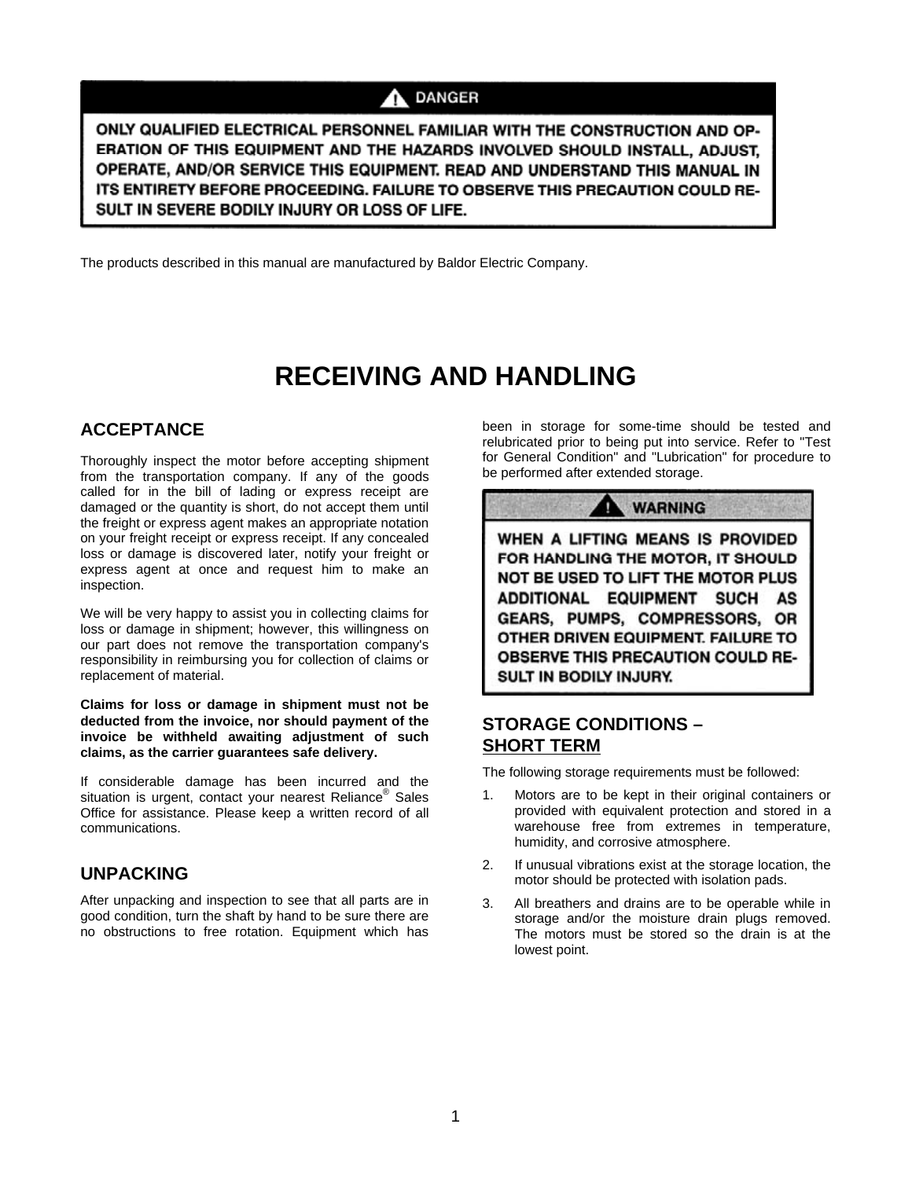**⚠ DANGER**

**ONLY QUALIFIED ELECTRICAL PERSONNEL FAMILIAR WITH THE CONSTRUCTION AND OPERATION OF THIS EQUIPMENT AND THE HAZARDS INVOLVED SHOULD INSTALL, ADJUST, OPERATE, AND/OR SERVICE THIS EQUIPMENT. READ AND UNDERSTAND THIS MANUAL IN ITS ENTIRETY BEFORE PROCEEDING. FAILURE TO OBSERVE THIS PRECAUTION COULD RESULT IN SEVERE BODILY INJURY OR LOSS OF LIFE.**

The products described in this manual are manufactured by Baldor Electric Company.

# RECEIVING AND HANDLING

## ACCEPTANCE

Thoroughly inspect the motor before accepting shipment from the transportation company. If any of the goods called for in the bill of lading or express receipt are damaged or the quantity is short, do not accept them until the freight or express agent makes an appropriate notation on your freight receipt or express receipt. If any concealed loss or damage is discovered later, notify your freight or express agent at once and request him to make an inspection.

We will be very happy to assist you in collecting claims for loss or damage in shipment; however, this willingness on our part does not remove the transportation company's responsibility in reimbursing you for collection of claims or replacement of material.

**Claims for loss or damage in shipment must not be deducted from the invoice, nor should payment of the invoice be withheld awaiting adjustment of such claims, as the carrier guarantees safe delivery.**

If considerable damage has been incurred and the situation is urgent, contact your nearest Reliance® Sales Office for assistance. Please keep a written record of all communications.

## UNPACKING

After unpacking and inspection to see that all parts are in good condition, turn the shaft by hand to be sure there are no obstructions to free rotation. Equipment which has been in storage for some-time should be tested and relubricated prior to being put into service. Refer to "Test for General Condition" and "Lubrication" for procedure to be performed after extended storage.

**⚠ WARNING**

**WHEN A LIFTING MEANS IS PROVIDED FOR HANDLING THE MOTOR, IT SHOULD NOT BE USED TO LIFT THE MOTOR PLUS ADDITIONAL EQUIPMENT SUCH AS GEARS, PUMPS, COMPRESSORS, OR OTHER DRIVEN EQUIPMENT. FAILURE TO OBSERVE THIS PRECAUTION COULD RESULT IN BODILY INJURY.**

## STORAGE CONDITIONS – SHORT TERM

The following storage requirements must be followed:

1. Motors are to be kept in their original containers or provided with equivalent protection and stored in a warehouse free from extremes in temperature, humidity, and corrosive atmosphere.
2. If unusual vibrations exist at the storage location, the motor should be protected with isolation pads.
3. All breathers and drains are to be operable while in storage and/or the moisture drain plugs removed. The motors must be stored so the drain is at the lowest point.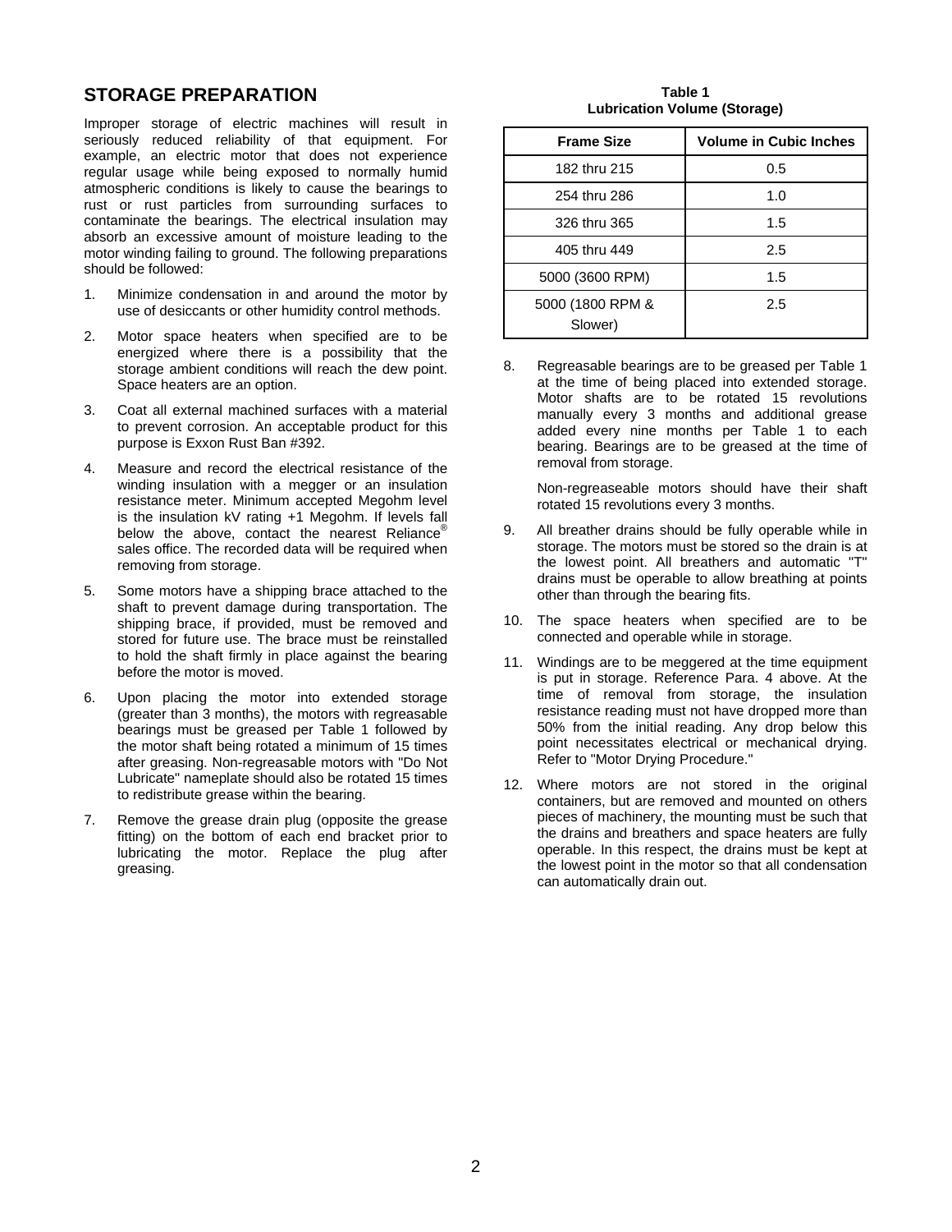## STORAGE PREPARATION

Improper storage of electric machines will result in seriously reduced reliability of that equipment. For example, an electric motor that does not experience regular usage while being exposed to normally humid atmospheric conditions is likely to cause the bearings to rust or rust particles from surrounding surfaces to contaminate the bearings. The electrical insulation may absorb an excessive amount of moisture leading to the motor winding failing to ground. The following preparations should be followed:

1. Minimize condensation in and around the motor by use of desiccants or other humidity control methods.
2. Motor space heaters when specified are to be energized where there is a possibility that the storage ambient conditions will reach the dew point. Space heaters are an option.
3. Coat all external machined surfaces with a material to prevent corrosion. An acceptable product for this purpose is Exxon Rust Ban #392.
4. Measure and record the electrical resistance of the winding insulation with a megger or an insulation resistance meter. Minimum accepted Megohm level is the insulation kV rating +1 Megohm. If levels fall below the above, contact the nearest Reliance® sales office. The recorded data will be required when removing from storage.
5. Some motors have a shipping brace attached to the shaft to prevent damage during transportation. The shipping brace, if provided, must be removed and stored for future use. The brace must be reinstalled to hold the shaft firmly in place against the bearing before the motor is moved.
6. Upon placing the motor into extended storage (greater than 3 months), the motors with regreasable bearings must be greased per Table 1 followed by the motor shaft being rotated a minimum of 15 times after greasing. Non-regreasable motors with "Do Not Lubricate" nameplate should also be rotated 15 times to redistribute grease within the bearing.
7. Remove the grease drain plug (opposite the grease fitting) on the bottom of each end bracket prior to lubricating the motor. Replace the plug after greasing.

**Table 1**
**Lubrication Volume (Storage)**

| Frame Size | Volume in Cubic Inches |
|---|---|
| 182 thru 215 | 0.5 |
| 254 thru 286 | 1.0 |
| 326 thru 365 | 1.5 |
| 405 thru 449 | 2.5 |
| 5000 (3600 RPM) | 1.5 |
| 5000 (1800 RPM & Slower) | 2.5 |

8. Regreasable bearings are to be greased per Table 1 at the time of being placed into extended storage. Motor shafts are to be rotated 15 revolutions manually every 3 months and additional grease added every nine months per Table 1 to each bearing. Bearings are to be greased at the time of removal from storage.

   Non-regreaseable motors should have their shaft rotated 15 revolutions every 3 months.
9. All breather drains should be fully operable while in storage. The motors must be stored so the drain is at the lowest point. All breathers and automatic "T" drains must be operable to allow breathing at points other than through the bearing fits.
10. The space heaters when specified are to be connected and operable while in storage.
11. Windings are to be meggered at the time equipment is put in storage. Reference Para. 4 above. At the time of removal from storage, the insulation resistance reading must not have dropped more than 50% from the initial reading. Any drop below this point necessitates electrical or mechanical drying. Refer to "Motor Drying Procedure."
12. Where motors are not stored in the original containers, but are removed and mounted on others pieces of machinery, the mounting must be such that the drains and breathers and space heaters are fully operable. In this respect, the drains must be kept at the lowest point in the motor so that all condensation can automatically drain out.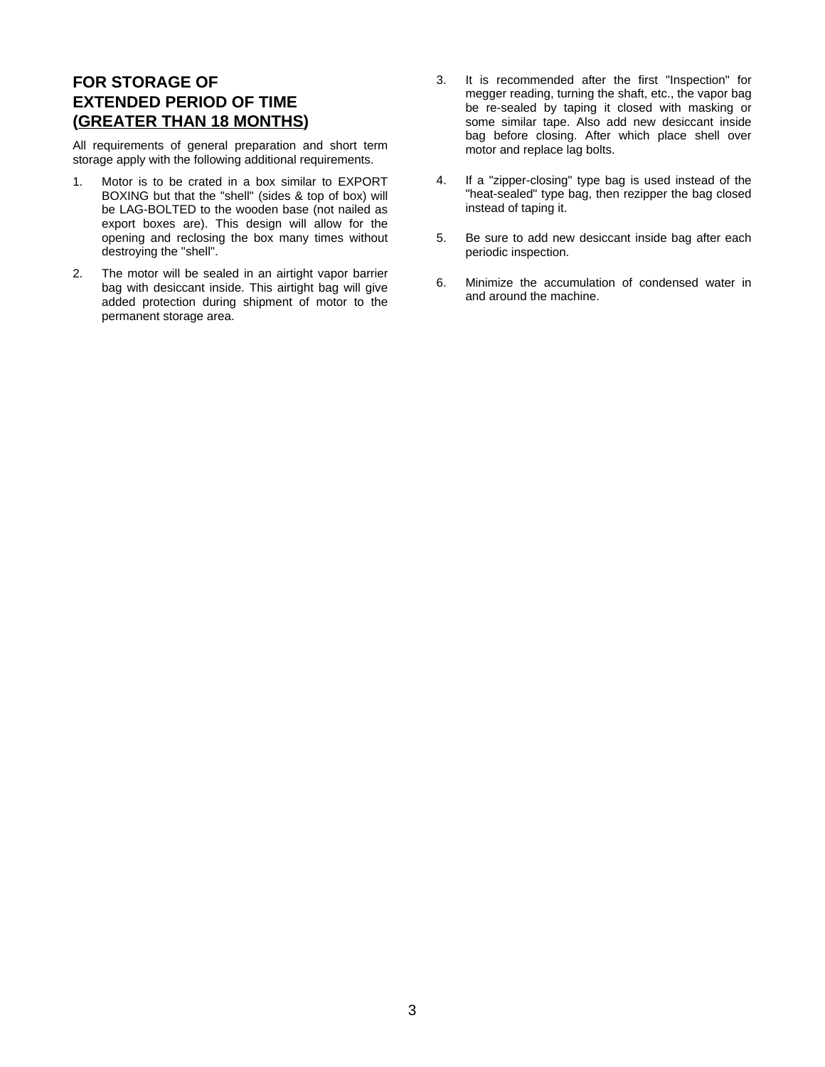## FOR STORAGE OF EXTENDED PERIOD OF TIME (GREATER THAN 18 MONTHS)

All requirements of general preparation and short term storage apply with the following additional requirements.

1. Motor is to be crated in a box similar to EXPORT BOXING but that the "shell" (sides & top of box) will be LAG-BOLTED to the wooden base (not nailed as export boxes are). This design will allow for the opening and reclosing the box many times without destroying the "shell".

2. The motor will be sealed in an airtight vapor barrier bag with desiccant inside. This airtight bag will give added protection during shipment of motor to the permanent storage area.

3. It is recommended after the first "Inspection" for megger reading, turning the shaft, etc., the vapor bag be re-sealed by taping it closed with masking or some similar tape. Also add new desiccant inside bag before closing. After which place shell over motor and replace lag bolts.

4. If a "zipper-closing" type bag is used instead of the "heat-sealed" type bag, then rezipper the bag closed instead of taping it.

5. Be sure to add new desiccant inside bag after each periodic inspection.

6. Minimize the accumulation of condensed water in and around the machine.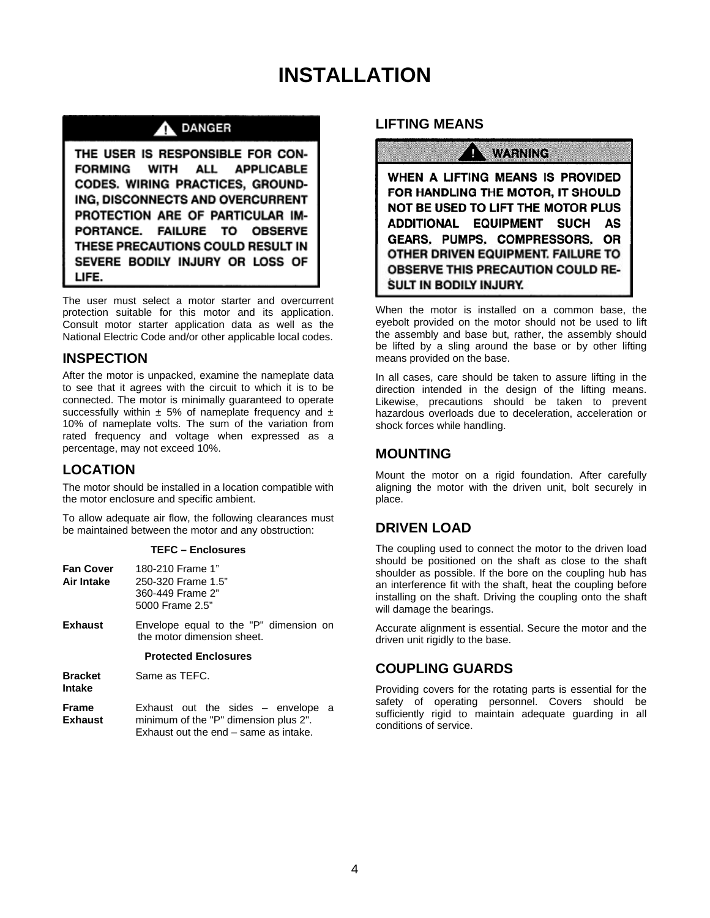# INSTALLATION

**⚠ DANGER**

**THE USER IS RESPONSIBLE FOR CONFORMING WITH ALL APPLICABLE CODES. WIRING PRACTICES, GROUNDING, DISCONNECTS AND OVERCURRENT PROTECTION ARE OF PARTICULAR IMPORTANCE. FAILURE TO OBSERVE THESE PRECAUTIONS COULD RESULT IN SEVERE BODILY INJURY OR LOSS OF LIFE.**

The user must select a motor starter and overcurrent protection suitable for this motor and its application. Consult motor starter application data as well as the National Electric Code and/or other applicable local codes.

## INSPECTION

After the motor is unpacked, examine the nameplate data to see that it agrees with the circuit to which it is to be connected. The motor is minimally guaranteed to operate successfully within ± 5% of nameplate frequency and ± 10% of nameplate volts. The sum of the variation from rated frequency and voltage when expressed as a percentage, may not exceed 10%.

## LOCATION

The motor should be installed in a location compatible with the motor enclosure and specific ambient.

To allow adequate air flow, the following clearances must be maintained between the motor and any obstruction:

**TEFC – Enclosures**

| | |
|---|---|
| **Fan Cover Air Intake** | 180-210 Frame 1"<br>250-320 Frame 1.5"<br>360-449 Frame 2"<br>5000 Frame 2.5" |
| **Exhaust** | Envelope equal to the "P" dimension on the motor dimension sheet. |

**Protected Enclosures**

| | |
|---|---|
| **Bracket Intake** | Same as TEFC. |
| **Frame Exhaust** | Exhaust out the sides – envelope a minimum of the "P" dimension plus 2". Exhaust out the end – same as intake. |

## LIFTING MEANS

**⚠ WARNING**

**WHEN A LIFTING MEANS IS PROVIDED FOR HANDLING THE MOTOR, IT SHOULD NOT BE USED TO LIFT THE MOTOR PLUS ADDITIONAL EQUIPMENT SUCH AS GEARS, PUMPS, COMPRESSORS, OR OTHER DRIVEN EQUIPMENT. FAILURE TO OBSERVE THIS PRECAUTION COULD RESULT IN BODILY INJURY.**

When the motor is installed on a common base, the eyebolt provided on the motor should not be used to lift the assembly and base but, rather, the assembly should be lifted by a sling around the base or by other lifting means provided on the base.

In all cases, care should be taken to assure lifting in the direction intended in the design of the lifting means. Likewise, precautions should be taken to prevent hazardous overloads due to deceleration, acceleration or shock forces while handling.

## MOUNTING

Mount the motor on a rigid foundation. After carefully aligning the motor with the driven unit, bolt securely in place.

## DRIVEN LOAD

The coupling used to connect the motor to the driven load should be positioned on the shaft as close to the shaft shoulder as possible. If the bore on the coupling hub has an interference fit with the shaft, heat the coupling before installing on the shaft. Driving the coupling onto the shaft will damage the bearings.

Accurate alignment is essential. Secure the motor and the driven unit rigidly to the base.

## COUPLING GUARDS

Providing covers for the rotating parts is essential for the safety of operating personnel. Covers should be sufficiently rigid to maintain adequate guarding in all conditions of service.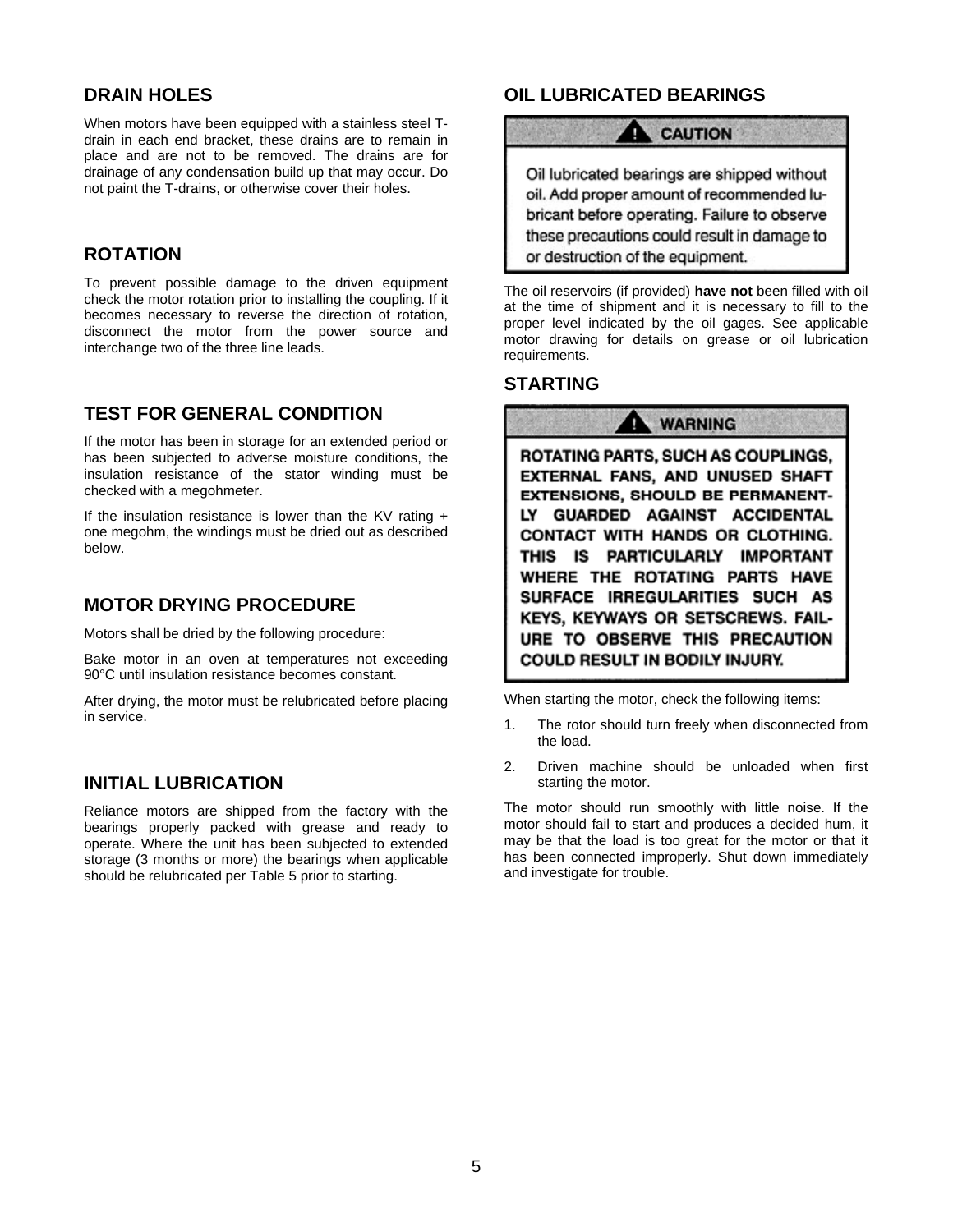## DRAIN HOLES

When motors have been equipped with a stainless steel T-drain in each end bracket, these drains are to remain in place and are not to be removed. The drains are for drainage of any condensation build up that may occur. Do not paint the T-drains, or otherwise cover their holes.

## ROTATION

To prevent possible damage to the driven equipment check the motor rotation prior to installing the coupling. If it becomes necessary to reverse the direction of rotation, disconnect the motor from the power source and interchange two of the three line leads.

## TEST FOR GENERAL CONDITION

If the motor has been in storage for an extended period or has been subjected to adverse moisture conditions, the insulation resistance of the stator winding must be checked with a megohmeter.

If the insulation resistance is lower than the KV rating + one megohm, the windings must be dried out as described below.

## MOTOR DRYING PROCEDURE

Motors shall be dried by the following procedure:

Bake motor in an oven at temperatures not exceeding 90°C until insulation resistance becomes constant.

After drying, the motor must be relubricated before placing in service.

## INITIAL LUBRICATION

Reliance motors are shipped from the factory with the bearings properly packed with grease and ready to operate. Where the unit has been subjected to extended storage (3 months or more) the bearings when applicable should be relubricated per Table 5 prior to starting.

## OIL LUBRICATED BEARINGS

**CAUTION**

Oil lubricated bearings are shipped without oil. Add proper amount of recommended lubricant before operating. Failure to observe these precautions could result in damage to or destruction of the equipment.

The oil reservoirs (if provided) **have not** been filled with oil at the time of shipment and it is necessary to fill to the proper level indicated by the oil gages. See applicable motor drawing for details on grease or oil lubrication requirements.

## STARTING

**WARNING**

**ROTATING PARTS, SUCH AS COUPLINGS, EXTERNAL FANS, AND UNUSED SHAFT EXTENSIONS, SHOULD BE PERMANENTLY GUARDED AGAINST ACCIDENTAL CONTACT WITH HANDS OR CLOTHING. THIS IS PARTICULARLY IMPORTANT WHERE THE ROTATING PARTS HAVE SURFACE IRREGULARITIES SUCH AS KEYS, KEYWAYS OR SETSCREWS. FAILURE TO OBSERVE THIS PRECAUTION COULD RESULT IN BODILY INJURY.**

When starting the motor, check the following items:

1. The rotor should turn freely when disconnected from the load.
2. Driven machine should be unloaded when first starting the motor.

The motor should run smoothly with little noise. If the motor should fail to start and produces a decided hum, it may be that the load is too great for the motor or that it has been connected improperly. Shut down immediately and investigate for trouble.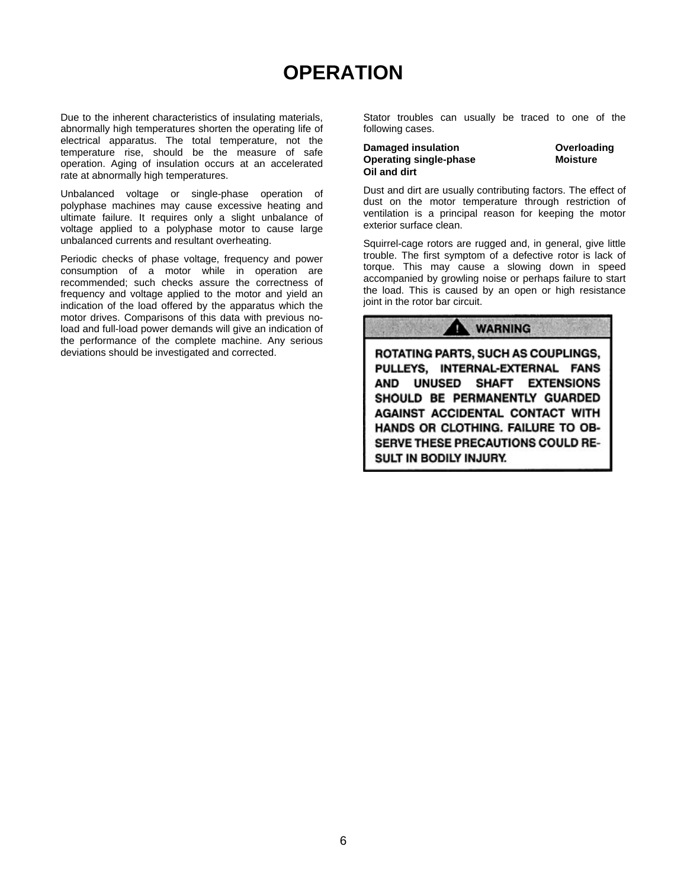# OPERATION

Due to the inherent characteristics of insulating materials, abnormally high temperatures shorten the operating life of electrical apparatus. The total temperature, not the temperature rise, should be the measure of safe operation. Aging of insulation occurs at an accelerated rate at abnormally high temperatures.

Unbalanced voltage or single-phase operation of polyphase machines may cause excessive heating and ultimate failure. It requires only a slight unbalance of voltage applied to a polyphase motor to cause large unbalanced currents and resultant overheating.

Periodic checks of phase voltage, frequency and power consumption of a motor while in operation are recommended; such checks assure the correctness of frequency and voltage applied to the motor and yield an indication of the load offered by the apparatus which the motor drives. Comparisons of this data with previous no-load and full-load power demands will give an indication of the performance of the complete machine. Any serious deviations should be investigated and corrected.

Stator troubles can usually be traced to one of the following cases.

**Damaged insulation** **Overloading**
**Operating single-phase** **Moisture**
**Oil and dirt**

Dust and dirt are usually contributing factors. The effect of dust on the motor temperature through restriction of ventilation is a principal reason for keeping the motor exterior surface clean.

Squirrel-cage rotors are rugged and, in general, give little trouble. The first symptom of a defective rotor is lack of torque. This may cause a slowing down in speed accompanied by growling noise or perhaps failure to start the load. This is caused by an open or high resistance joint in the rotor bar circuit.

**⚠ WARNING**

**ROTATING PARTS, SUCH AS COUPLINGS, PULLEYS, INTERNAL-EXTERNAL FANS AND UNUSED SHAFT EXTENSIONS SHOULD BE PERMANENTLY GUARDED AGAINST ACCIDENTAL CONTACT WITH HANDS OR CLOTHING. FAILURE TO OBSERVE THESE PRECAUTIONS COULD RESULT IN BODILY INJURY.**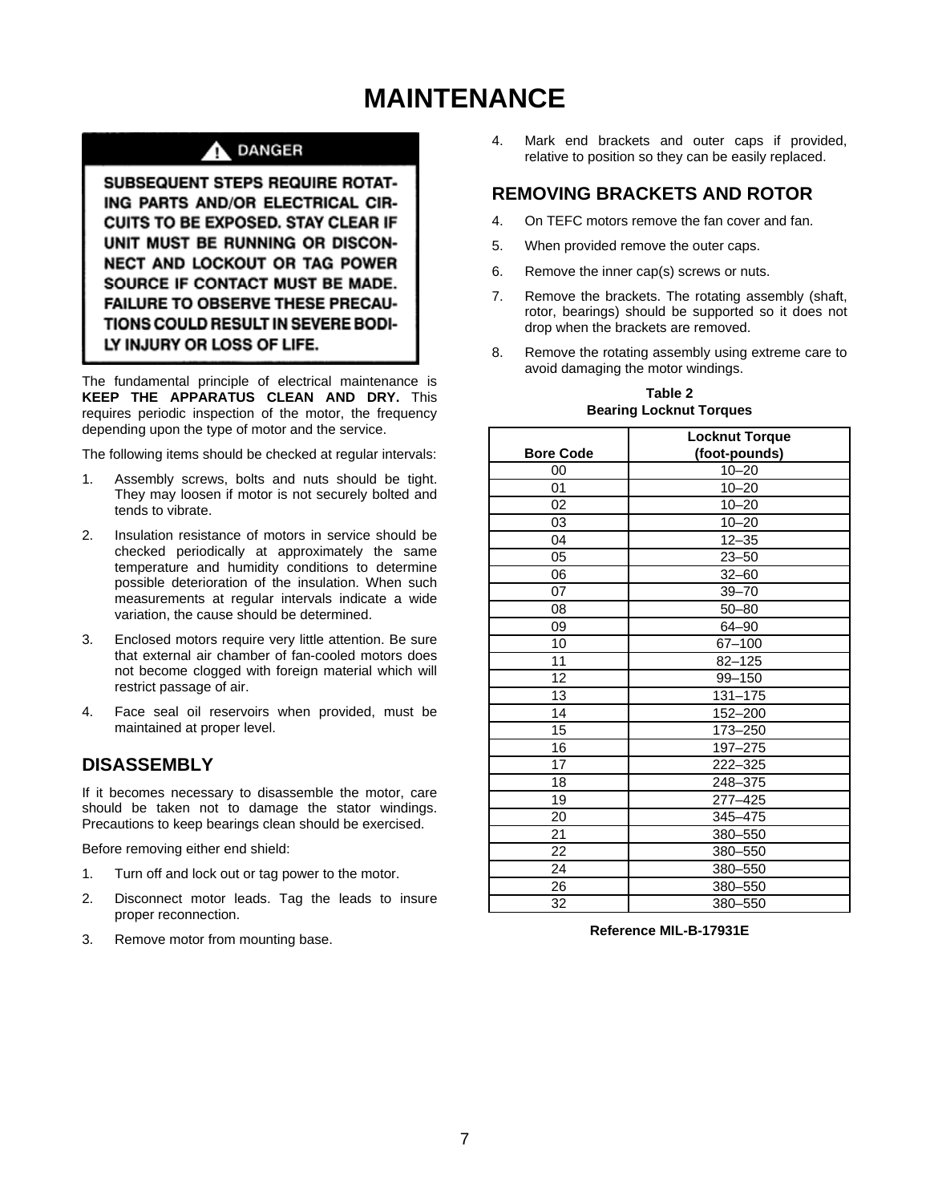# MAINTENANCE

**⚠ DANGER**

**SUBSEQUENT STEPS REQUIRE ROTATING PARTS AND/OR ELECTRICAL CIRCUITS TO BE EXPOSED. STAY CLEAR IF UNIT MUST BE RUNNING OR DISCONNECT AND LOCKOUT OR TAG POWER SOURCE IF CONTACT MUST BE MADE. FAILURE TO OBSERVE THESE PRECAUTIONS COULD RESULT IN SEVERE BODILY INJURY OR LOSS OF LIFE.**

The fundamental principle of electrical maintenance is **KEEP THE APPARATUS CLEAN AND DRY.** This requires periodic inspection of the motor, the frequency depending upon the type of motor and the service.

The following items should be checked at regular intervals:

1. Assembly screws, bolts and nuts should be tight. They may loosen if motor is not securely bolted and tends to vibrate.
2. Insulation resistance of motors in service should be checked periodically at approximately the same temperature and humidity conditions to determine possible deterioration of the insulation. When such measurements at regular intervals indicate a wide variation, the cause should be determined.
3. Enclosed motors require very little attention. Be sure that external air chamber of fan-cooled motors does not become clogged with foreign material which will restrict passage of air.
4. Face seal oil reservoirs when provided, must be maintained at proper level.

## DISASSEMBLY

If it becomes necessary to disassemble the motor, care should be taken not to damage the stator windings. Precautions to keep bearings clean should be exercised.

Before removing either end shield:

1. Turn off and lock out or tag power to the motor.
2. Disconnect motor leads. Tag the leads to insure proper reconnection.
3. Remove motor from mounting base.
4. Mark end brackets and outer caps if provided, relative to position so they can be easily replaced.

## REMOVING BRACKETS AND ROTOR

4. On TEFC motors remove the fan cover and fan.
5. When provided remove the outer caps.
6. Remove the inner cap(s) screws or nuts.
7. Remove the brackets. The rotating assembly (shaft, rotor, bearings) should be supported so it does not drop when the brackets are removed.
8. Remove the rotating assembly using extreme care to avoid damaging the motor windings.

**Table 2**
**Bearing Locknut Torques**

| Bore Code | Locknut Torque (foot-pounds) |
|---|---|
| 00 | 10–20 |
| 01 | 10–20 |
| 02 | 10–20 |
| 03 | 10–20 |
| 04 | 12–35 |
| 05 | 23–50 |
| 06 | 32–60 |
| 07 | 39–70 |
| 08 | 50–80 |
| 09 | 64–90 |
| 10 | 67–100 |
| 11 | 82–125 |
| 12 | 99–150 |
| 13 | 131–175 |
| 14 | 152–200 |
| 15 | 173–250 |
| 16 | 197–275 |
| 17 | 222–325 |
| 18 | 248–375 |
| 19 | 277–425 |
| 20 | 345–475 |
| 21 | 380–550 |
| 22 | 380–550 |
| 24 | 380–550 |
| 26 | 380–550 |
| 32 | 380–550 |

**Reference MIL-B-17931E**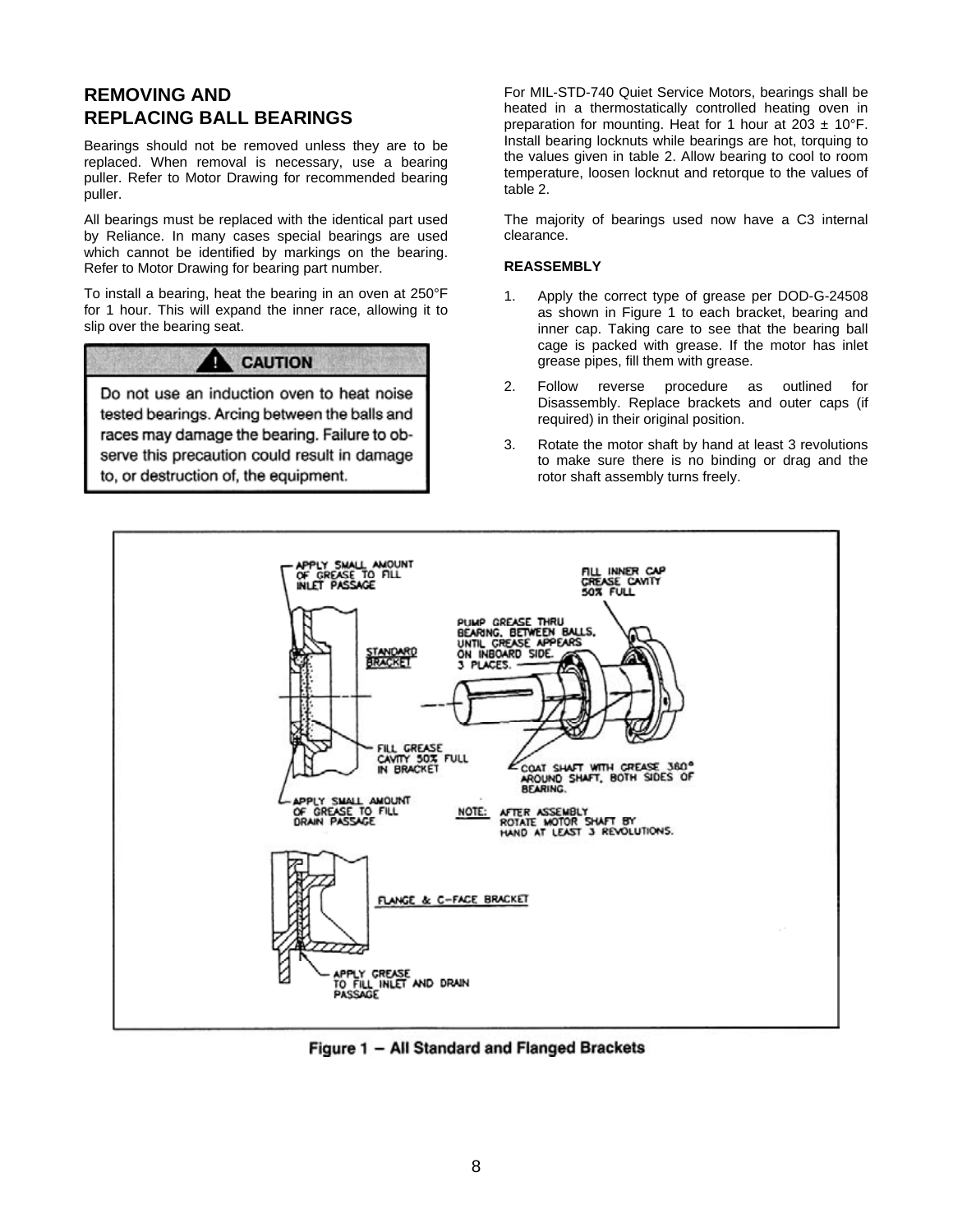## REMOVING AND REPLACING BALL BEARINGS

Bearings should not be removed unless they are to be replaced. When removal is necessary, use a bearing puller. Refer to Motor Drawing for recommended bearing puller.

All bearings must be replaced with the identical part used by Reliance. In many cases special bearings are used which cannot be identified by markings on the bearing. Refer to Motor Drawing for bearing part number.

To install a bearing, heat the bearing in an oven at 250°F for 1 hour. This will expand the inner race, allowing it to slip over the bearing seat.

> **CAUTION**
>
> Do not use an induction oven to heat noise tested bearings. Arcing between the balls and races may damage the bearing. Failure to observe this precaution could result in damage to, or destruction of, the equipment.

For MIL-STD-740 Quiet Service Motors, bearings shall be heated in a thermostatically controlled heating oven in preparation for mounting. Heat for 1 hour at 203 ± 10°F. Install bearing locknuts while bearings are hot, torquing to the values given in table 2. Allow bearing to cool to room temperature, loosen locknut and retorque to the values of table 2.

The majority of bearings used now have a C3 internal clearance.

**REASSEMBLY**

1. Apply the correct type of grease per DOD-G-24508 as shown in Figure 1 to each bracket, bearing and inner cap. Taking care to see that the bearing ball cage is packed with grease. If the motor has inlet grease pipes, fill them with grease.
2. Follow reverse procedure as outlined for Disassembly. Replace brackets and outer caps (if required) in their original position.
3. Rotate the motor shaft by hand at least 3 revolutions to make sure there is no binding or drag and the rotor shaft assembly turns freely.

APPLY SMALL AMOUNT OF GREASE TO FILL INLET PASSAGE

STANDARD BRACKET

FILL GREASE CAVITY 50% FULL IN BRACKET

APPLY SMALL AMOUNT OF GREASE TO FILL DRAIN PASSAGE

PUMP GREASE THRU BEARING, BETWEEN BALLS, UNTIL GREASE APPEARS ON INBOARD SIDE. 3 PLACES.

FILL INNER CAP GREASE CAVITY 50% FULL

COAT SHAFT WITH GREASE 360° AROUND SHAFT, BOTH SIDES OF BEARING.

NOTE: AFTER ASSEMBLY ROTATE MOTOR SHAFT BY HAND AT LEAST 3 REVOLUTIONS.

FLANGE & C-FACE BRACKET

APPLY GREASE TO FILL INLET AND DRAIN PASSAGE

**Figure 1 – All Standard and Flanged Brackets**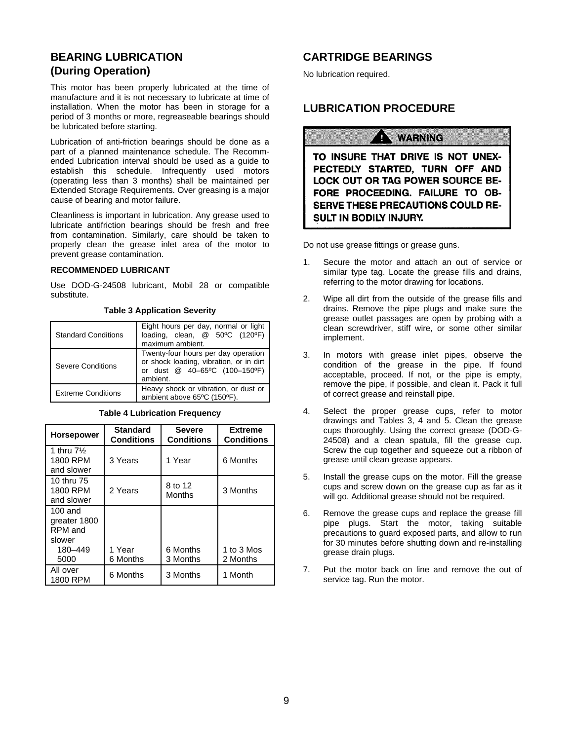## BEARING LUBRICATION (During Operation)

This motor has been properly lubricated at the time of manufacture and it is not necessary to lubricate at time of installation. When the motor has been in storage for a period of 3 months or more, regreaseable bearings should be lubricated before starting.

Lubrication of anti-friction bearings should be done as a part of a planned maintenance schedule. The Recommended Lubrication interval should be used as a guide to establish this schedule. Infrequently used motors (operating less than 3 months) shall be maintained per Extended Storage Requirements. Over greasing is a major cause of bearing and motor failure.

Cleanliness is important in lubrication. Any grease used to lubricate antifriction bearings should be fresh and free from contamination. Similarly, care should be taken to properly clean the grease inlet area of the motor to prevent grease contamination.

### RECOMMENDED LUBRICANT

Use DOD-G-24508 lubricant, Mobil 28 or compatible substitute.

**Table 3 Application Severity**

| | |
|---|---|
| Standard Conditions | Eight hours per day, normal or light loading, clean, @ 50ºC (120ºF) maximum ambient. |
| Severe Conditions | Twenty-four hours per day operation or shock loading, vibration, or in dirt or dust @ 40–65ºC (100–150ºF) ambient. |
| Extreme Conditions | Heavy shock or vibration, or dust or ambient above 65ºC (150ºF). |

**Table 4 Lubrication Frequency**

| Horsepower | Standard Conditions | Severe Conditions | Extreme Conditions |
|---|---|---|---|
| 1 thru 7½ 1800 RPM and slower | 3 Years | 1 Year | 6 Months |
| 10 thru 75 1800 RPM and slower | 2 Years | 8 to 12 Months | 3 Months |
| 100 and greater 1800 RPM and slower | | | |
| 180–449 | 1 Year | 6 Months | 1 to 3 Mos |
| 5000 | 6 Months | 3 Months | 2 Months |
| All over 1800 RPM | 6 Months | 3 Months | 1 Month |

## CARTRIDGE BEARINGS

No lubrication required.

## LUBRICATION PROCEDURE

**⚠ WARNING**

**TO INSURE THAT DRIVE IS NOT UNEXPECTEDLY STARTED, TURN OFF AND LOCK OUT OR TAG POWER SOURCE BEFORE PROCEEDING. FAILURE TO OBSERVE THESE PRECAUTIONS COULD RESULT IN BODILY INJURY.**

Do not use grease fittings or grease guns.

1. Secure the motor and attach an out of service or similar type tag. Locate the grease fills and drains, referring to the motor drawing for locations.
2. Wipe all dirt from the outside of the grease fills and drains. Remove the pipe plugs and make sure the grease outlet passages are open by probing with a clean screwdriver, stiff wire, or some other similar implement.
3. In motors with grease inlet pipes, observe the condition of the grease in the pipe. If found acceptable, proceed. If not, or the pipe is empty, remove the pipe, if possible, and clean it. Pack it full of correct grease and reinstall pipe.
4. Select the proper grease cups, refer to motor drawings and Tables 3, 4 and 5. Clean the grease cups thoroughly. Using the correct grease (DOD-G-24508) and a clean spatula, fill the grease cup. Screw the cup together and squeeze out a ribbon of grease until clean grease appears.
5. Install the grease cups on the motor. Fill the grease cups and screw down on the grease cup as far as it will go. Additional grease should not be required.
6. Remove the grease cups and replace the grease fill pipe plugs. Start the motor, taking suitable precautions to guard exposed parts, and allow to run for 30 minutes before shutting down and re-installing grease drain plugs.
7. Put the motor back on line and remove the out of service tag. Run the motor.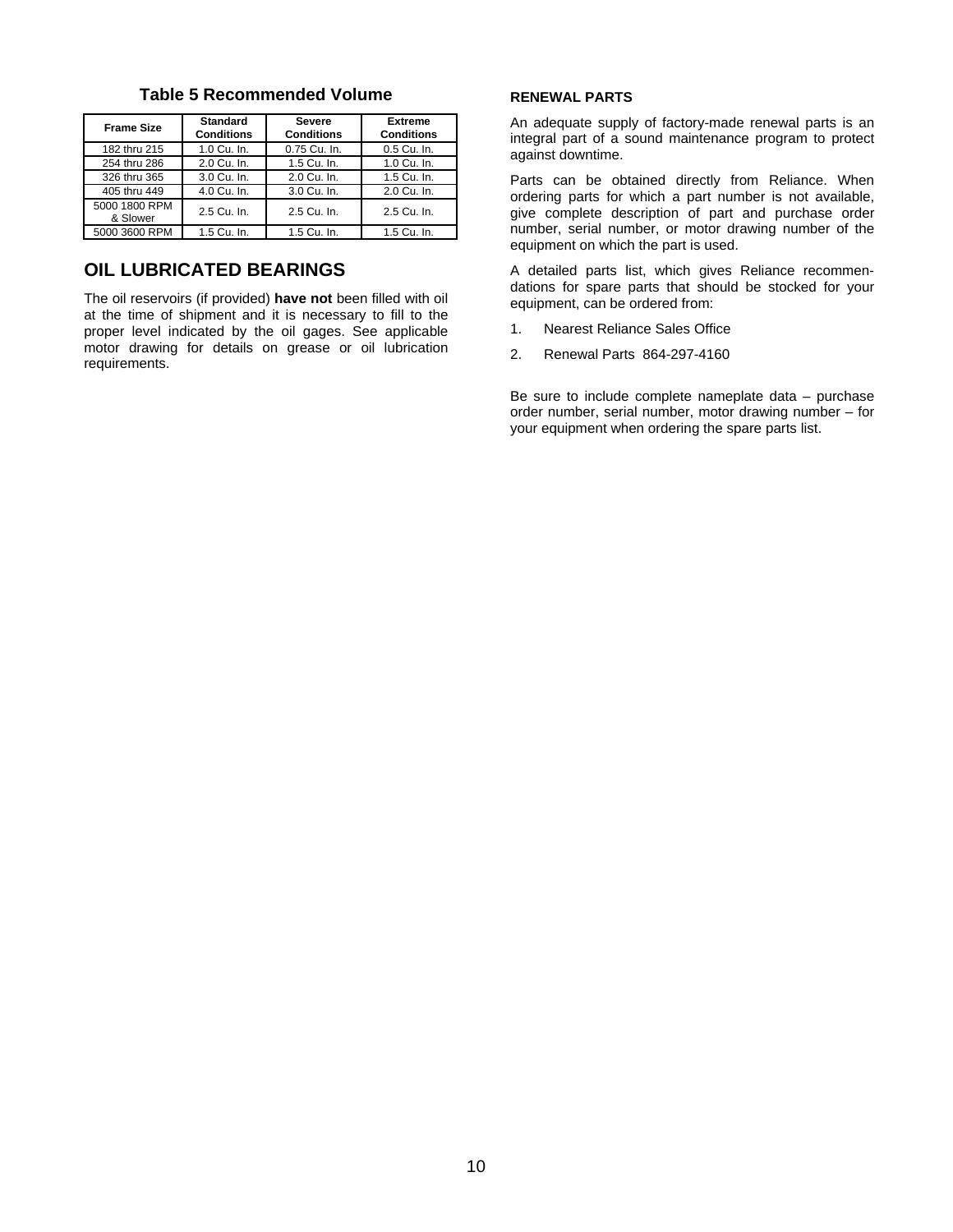### Table 5 Recommended Volume

| Frame Size | Standard Conditions | Severe Conditions | Extreme Conditions |
|---|---|---|---|
| 182 thru 215 | 1.0 Cu. In. | 0.75 Cu. In. | 0.5 Cu. In. |
| 254 thru 286 | 2.0 Cu. In. | 1.5 Cu. In. | 1.0 Cu. In. |
| 326 thru 365 | 3.0 Cu. In. | 2.0 Cu. In. | 1.5 Cu. In. |
| 405 thru 449 | 4.0 Cu. In. | 3.0 Cu. In. | 2.0 Cu. In. |
| 5000 1800 RPM & Slower | 2.5 Cu. In. | 2.5 Cu. In. | 2.5 Cu. In. |
| 5000 3600 RPM | 1.5 Cu. In. | 1.5 Cu. In. | 1.5 Cu. In. |

## OIL LUBRICATED BEARINGS

The oil reservoirs (if provided) **have not** been filled with oil at the time of shipment and it is necessary to fill to the proper level indicated by the oil gages. See applicable motor drawing for details on grease or oil lubrication requirements.

### RENEWAL PARTS

An adequate supply of factory-made renewal parts is an integral part of a sound maintenance program to protect against downtime.

Parts can be obtained directly from Reliance. When ordering parts for which a part number is not available, give complete description of part and purchase order number, serial number, or motor drawing number of the equipment on which the part is used.

A detailed parts list, which gives Reliance recommendations for spare parts that should be stocked for your equipment, can be ordered from:

1. Nearest Reliance Sales Office
2. Renewal Parts 864-297-4160

Be sure to include complete nameplate data – purchase order number, serial number, motor drawing number – for your equipment when ordering the spare parts list.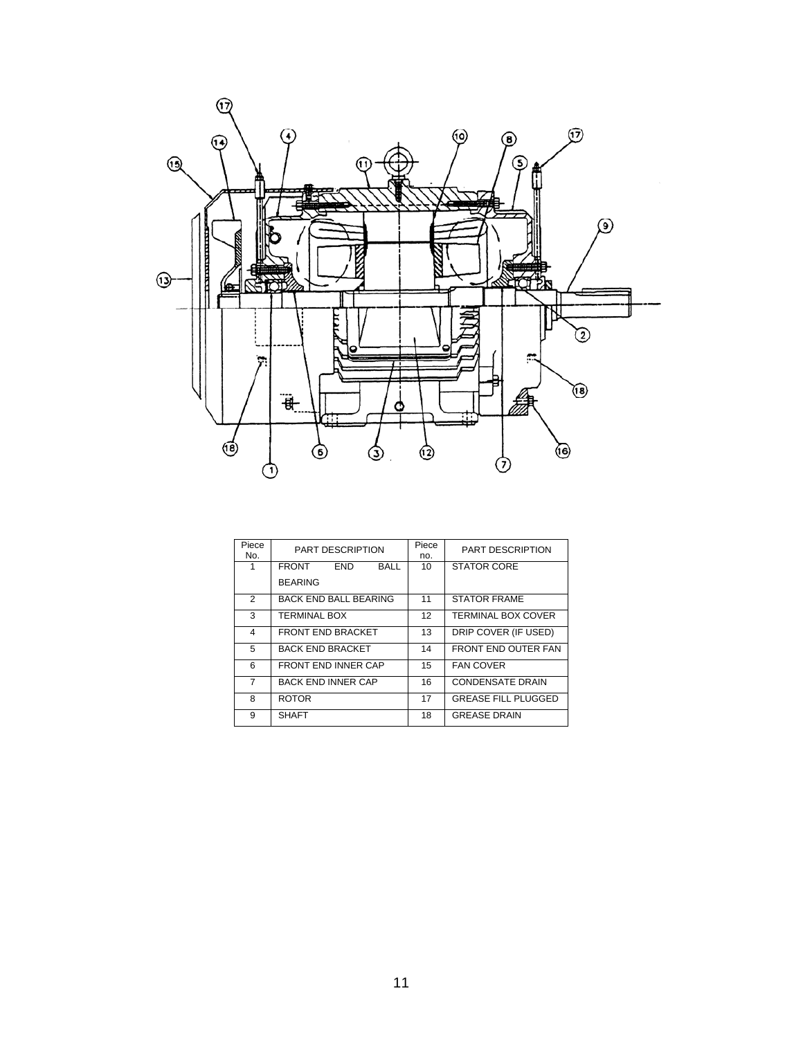| Piece No. | PART DESCRIPTION | Piece no. | PART DESCRIPTION |
|---|---|---|---|
| 1 | FRONT END BALL BEARING | 10 | STATOR CORE |
| 2 | BACK END BALL BEARING | 11 | STATOR FRAME |
| 3 | TERMINAL BOX | 12 | TERMINAL BOX COVER |
| 4 | FRONT END BRACKET | 13 | DRIP COVER (IF USED) |
| 5 | BACK END BRACKET | 14 | FRONT END OUTER FAN |
| 6 | FRONT END INNER CAP | 15 | FAN COVER |
| 7 | BACK END INNER CAP | 16 | CONDENSATE DRAIN |
| 8 | ROTOR | 17 | GREASE FILL PLUGGED |
| 9 | SHAFT | 18 | GREASE DRAIN |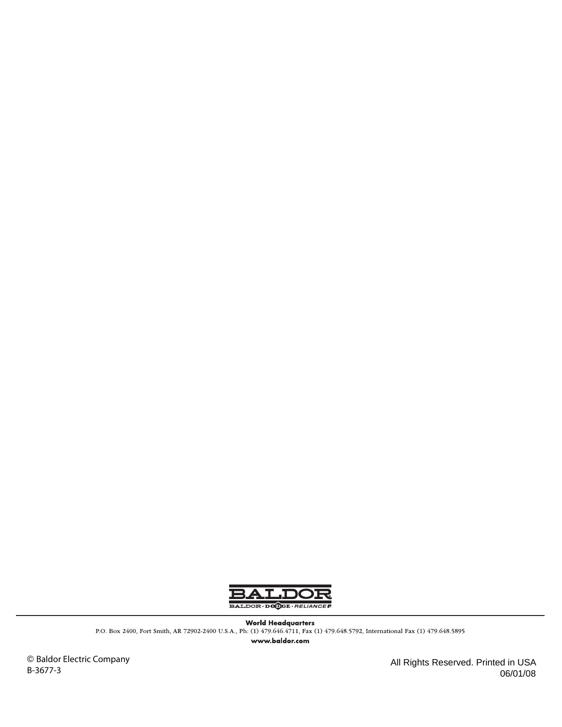BALDOR

BALDOR · DODGE · RELIANCE

**World Headquarters**

P.O. Box 2400, Fort Smith, AR 72902-2400 U.S.A., Ph: (1) 479.646.4711, Fax (1) 479.648.5792, International Fax (1) 479.648.5895

**www.baldor.com**

© Baldor Electric Company
B-3677-3

All Rights Reserved. Printed in USA
06/01/08